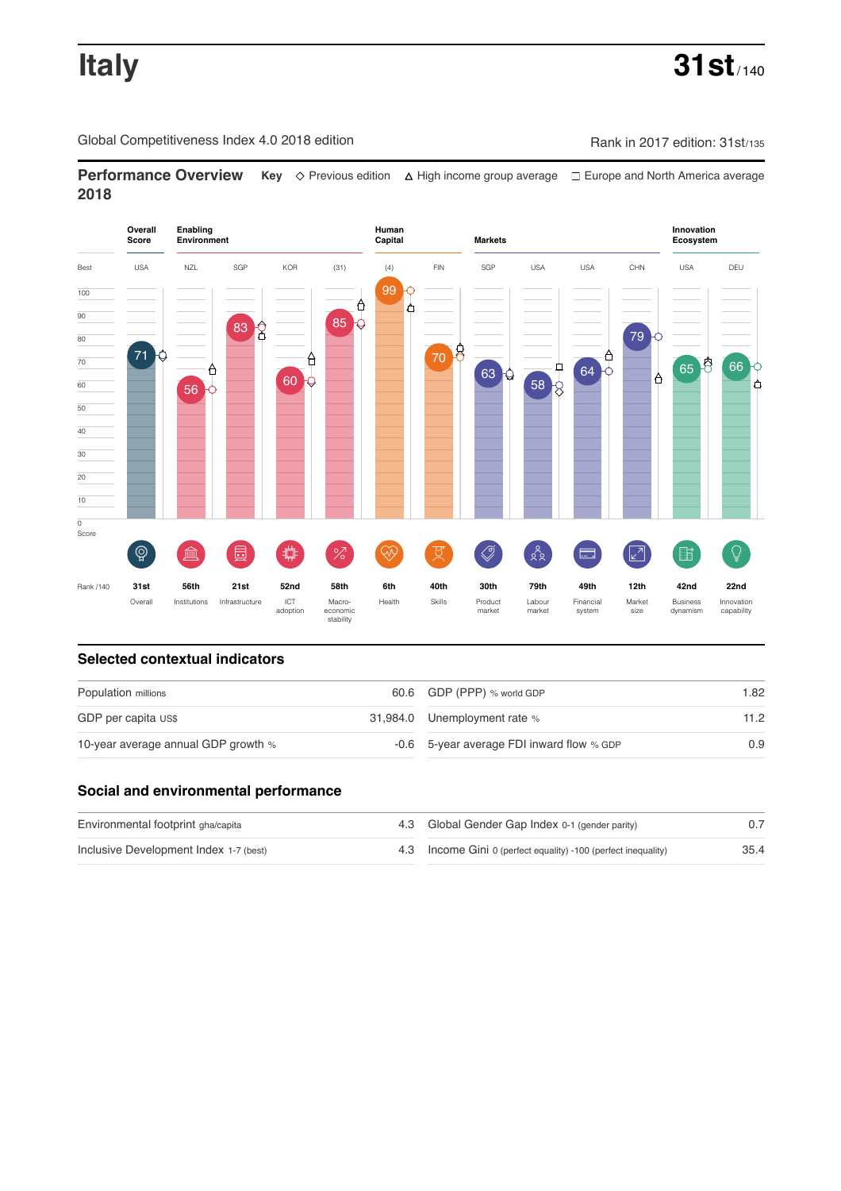# Italy

**31st** / 140

Global Competitiveness Index 4.0 2018 edition

Rank in 2017 edition: 31st/135

## Performance Overview 2018

**Key** ◇ Previous edition △ High income group average □ Europe and North America average

| | Overall Score | Enabling Environment | | | | Human Capital | | Markets | | | | Innovation Ecosystem | |
|---|---|---|---|---|---|---|---|---|---|---|---|---|---|
| Best | USA | NZL | SGP | KOR | (31) | (4) | FIN | SGP | USA | USA | CHN | USA | DEU |
| Score | 71 | 56 | 83 | 60 | 85 | 99 | 70 | 63 | 58 | 64 | 79 | 65 | 66 |
| Rank /140 | 31st | 56th | 21st | 52nd | 58th | 6th | 40th | 30th | 79th | 49th | 12th | 42nd | 22nd |
| | Overall | Institutions | Infrastructure | ICT adoption | Macro-economic stability | Health | Skills | Product market | Labour market | Financial system | Market size | Business dynamism | Innovation capability |

## Selected contextual indicators

| | | | |
|---|---|---|---|
| Population millions | 60.6 | GDP (PPP) % world GDP | 1.82 |
| GDP per capita US$ | 31,984.0 | Unemployment rate % | 11.2 |
| 10-year average annual GDP growth % | -0.6 | 5-year average FDI inward flow % GDP | 0.9 |

## Social and environmental performance

| | | | |
|---|---|---|---|
| Environmental footprint gha/capita | 4.3 | Global Gender Gap Index 0-1 (gender parity) | 0.7 |
| Inclusive Development Index 1-7 (best) | 4.3 | Income Gini 0 (perfect equality) -100 (perfect inequality) | 35.4 |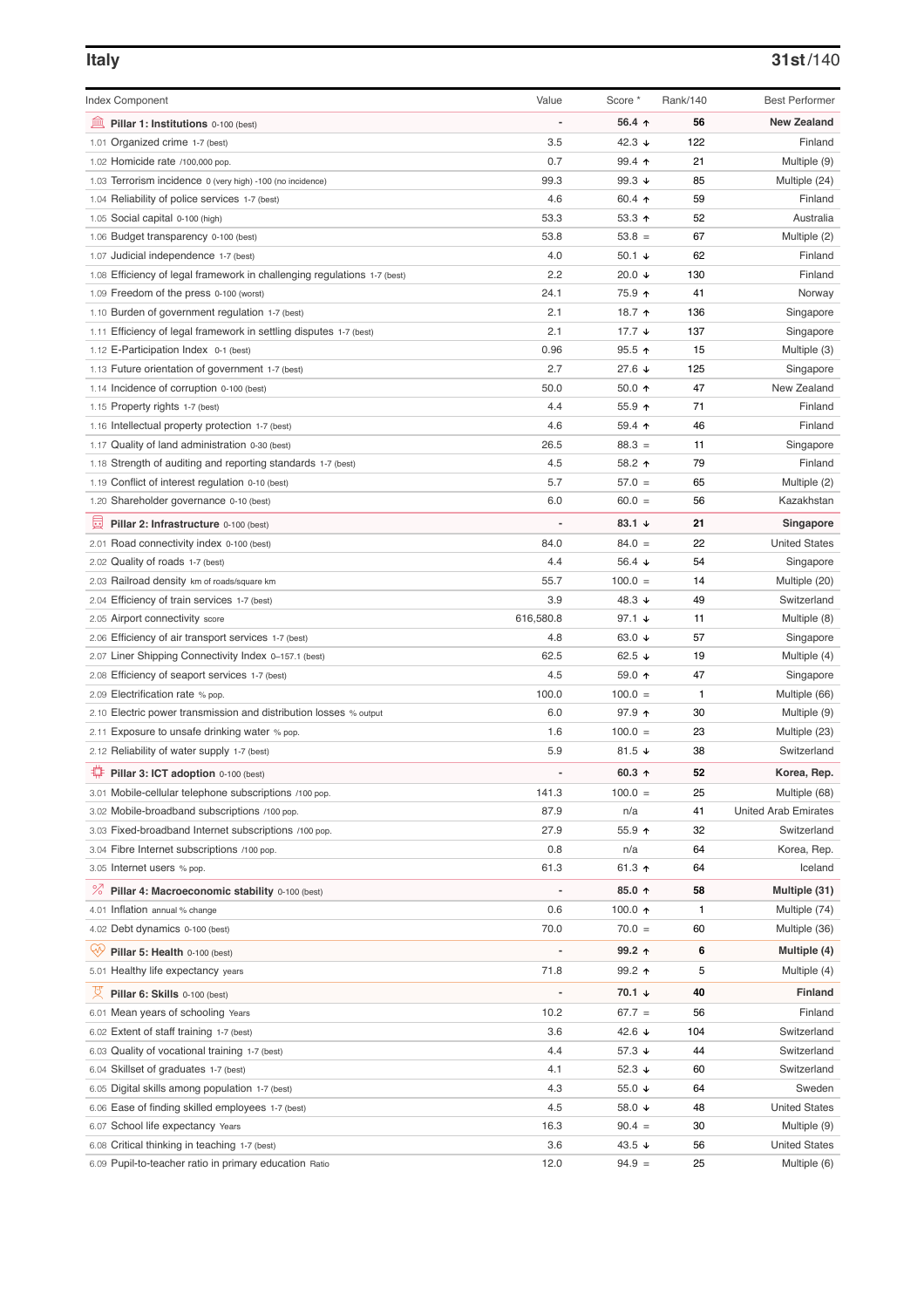## Italy

**31st/140**

| Index Component | Value | Score * | Rank/140 | Best Performer |
|---|---|---|---|---|
| **Pillar 1: Institutions** 0-100 (best) | - | **56.4 ↑** | **56** | **New Zealand** |
| 1.01 Organized crime 1-7 (best) | 3.5 | 42.3 ↓ | 122 | Finland |
| 1.02 Homicide rate /100,000 pop. | 0.7 | 99.4 ↑ | 21 | Multiple (9) |
| 1.03 Terrorism incidence 0 (very high) -100 (no incidence) | 99.3 | 99.3 ↓ | 85 | Multiple (24) |
| 1.04 Reliability of police services 1-7 (best) | 4.6 | 60.4 ↑ | 59 | Finland |
| 1.05 Social capital 0-100 (high) | 53.3 | 53.3 ↑ | 52 | Australia |
| 1.06 Budget transparency 0-100 (best) | 53.8 | 53.8 = | 67 | Multiple (2) |
| 1.07 Judicial independence 1-7 (best) | 4.0 | 50.1 ↓ | 62 | Finland |
| 1.08 Efficiency of legal framework in challenging regulations 1-7 (best) | 2.2 | 20.0 ↓ | 130 | Finland |
| 1.09 Freedom of the press 0-100 (worst) | 24.1 | 75.9 ↑ | 41 | Norway |
| 1.10 Burden of government regulation 1-7 (best) | 2.1 | 18.7 ↑ | 136 | Singapore |
| 1.11 Efficiency of legal framework in settling disputes 1-7 (best) | 2.1 | 17.7 ↓ | 137 | Singapore |
| 1.12 E-Participation Index 0-1 (best) | 0.96 | 95.5 ↑ | 15 | Multiple (3) |
| 1.13 Future orientation of government 1-7 (best) | 2.7 | 27.6 ↓ | 125 | Singapore |
| 1.14 Incidence of corruption 0-100 (best) | 50.0 | 50.0 ↑ | 47 | New Zealand |
| 1.15 Property rights 1-7 (best) | 4.4 | 55.9 ↑ | 71 | Finland |
| 1.16 Intellectual property protection 1-7 (best) | 4.6 | 59.4 ↑ | 46 | Finland |
| 1.17 Quality of land administration 0-30 (best) | 26.5 | 88.3 = | 11 | Singapore |
| 1.18 Strength of auditing and reporting standards 1-7 (best) | 4.5 | 58.2 ↑ | 79 | Finland |
| 1.19 Conflict of interest regulation 0-10 (best) | 5.7 | 57.0 = | 65 | Multiple (2) |
| 1.20 Shareholder governance 0-10 (best) | 6.0 | 60.0 = | 56 | Kazakhstan |
| **Pillar 2: Infrastructure** 0-100 (best) | - | **83.1 ↓** | **21** | **Singapore** |
| 2.01 Road connectivity index 0-100 (best) | 84.0 | 84.0 = | 22 | United States |
| 2.02 Quality of roads 1-7 (best) | 4.4 | 56.4 ↓ | 54 | Singapore |
| 2.03 Railroad density km of roads/square km | 55.7 | 100.0 = | 14 | Multiple (20) |
| 2.04 Efficiency of train services 1-7 (best) | 3.9 | 48.3 ↓ | 49 | Switzerland |
| 2.05 Airport connectivity score | 616,580.8 | 97.1 ↓ | 11 | Multiple (8) |
| 2.06 Efficiency of air transport services 1-7 (best) | 4.8 | 63.0 ↓ | 57 | Singapore |
| 2.07 Liner Shipping Connectivity Index 0–157.1 (best) | 62.5 | 62.5 ↓ | 19 | Multiple (4) |
| 2.08 Efficiency of seaport services 1-7 (best) | 4.5 | 59.0 ↑ | 47 | Singapore |
| 2.09 Electrification rate % pop. | 100.0 | 100.0 = | 1 | Multiple (66) |
| 2.10 Electric power transmission and distribution losses % output | 6.0 | 97.9 ↑ | 30 | Multiple (9) |
| 2.11 Exposure to unsafe drinking water % pop. | 1.6 | 100.0 = | 23 | Multiple (23) |
| 2.12 Reliability of water supply 1-7 (best) | 5.9 | 81.5 ↓ | 38 | Switzerland |
| **Pillar 3: ICT adoption** 0-100 (best) | - | **60.3 ↑** | **52** | **Korea, Rep.** |
| 3.01 Mobile-cellular telephone subscriptions /100 pop. | 141.3 | 100.0 = | 25 | Multiple (68) |
| 3.02 Mobile-broadband subscriptions /100 pop. | 87.9 | n/a | 41 | United Arab Emirates |
| 3.03 Fixed-broadband Internet subscriptions /100 pop. | 27.9 | 55.9 ↑ | 32 | Switzerland |
| 3.04 Fibre Internet subscriptions /100 pop. | 0.8 | n/a | 64 | Korea, Rep. |
| 3.05 Internet users % pop. | 61.3 | 61.3 ↑ | 64 | Iceland |
| **Pillar 4: Macroeconomic stability** 0-100 (best) | - | **85.0 ↑** | **58** | **Multiple (31)** |
| 4.01 Inflation annual % change | 0.6 | 100.0 ↑ | 1 | Multiple (74) |
| 4.02 Debt dynamics 0-100 (best) | 70.0 | 70.0 = | 60 | Multiple (36) |
| **Pillar 5: Health** 0-100 (best) | - | **99.2 ↑** | **6** | **Multiple (4)** |
| 5.01 Healthy life expectancy years | 71.8 | 99.2 ↑ | 5 | Multiple (4) |
| **Pillar 6: Skills** 0-100 (best) | - | **70.1 ↓** | **40** | **Finland** |
| 6.01 Mean years of schooling Years | 10.2 | 67.7 = | 56 | Finland |
| 6.02 Extent of staff training 1-7 (best) | 3.6 | 42.6 ↓ | 104 | Switzerland |
| 6.03 Quality of vocational training 1-7 (best) | 4.4 | 57.3 ↓ | 44 | Switzerland |
| 6.04 Skillset of graduates 1-7 (best) | 4.1 | 52.3 ↓ | 60 | Switzerland |
| 6.05 Digital skills among population 1-7 (best) | 4.3 | 55.0 ↓ | 64 | Sweden |
| 6.06 Ease of finding skilled employees 1-7 (best) | 4.5 | 58.0 ↓ | 48 | United States |
| 6.07 School life expectancy Years | 16.3 | 90.4 = | 30 | Multiple (9) |
| 6.08 Critical thinking in teaching 1-7 (best) | 3.6 | 43.5 ↓ | 56 | United States |
| 6.09 Pupil-to-teacher ratio in primary education Ratio | 12.0 | 94.9 = | 25 | Multiple (6) |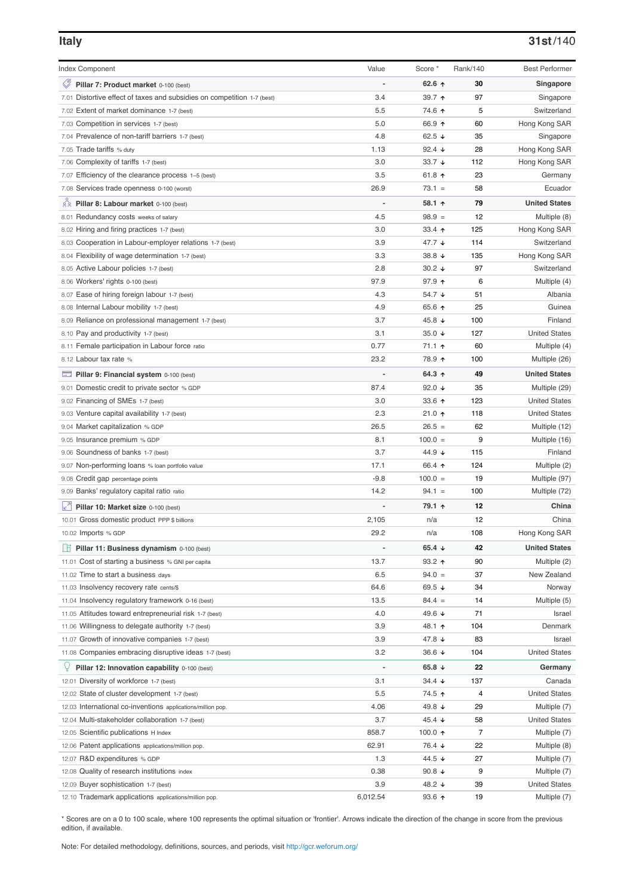## Italy

**31st**/140

| Index Component | Value | Score * | Rank/140 | Best Performer |
|---|---|---|---|---|
| **Pillar 7: Product market** 0-100 (best) | - | **62.6 ↑** | **30** | **Singapore** |
| 7.01 Distortive effect of taxes and subsidies on competition 1-7 (best) | 3.4 | 39.7 ↑ | 97 | Singapore |
| 7.02 Extent of market dominance 1-7 (best) | 5.5 | 74.6 ↑ | 5 | Switzerland |
| 7.03 Competition in services 1-7 (best) | 5.0 | 66.9 ↑ | 60 | Hong Kong SAR |
| 7.04 Prevalence of non-tariff barriers 1-7 (best) | 4.8 | 62.5 ↓ | 35 | Singapore |
| 7.05 Trade tariffs % duty | 1.13 | 92.4 ↓ | 28 | Hong Kong SAR |
| 7.06 Complexity of tariffs 1-7 (best) | 3.0 | 33.7 ↓ | 112 | Hong Kong SAR |
| 7.07 Efficiency of the clearance process 1–5 (best) | 3.5 | 61.8 ↑ | 23 | Germany |
| 7.08 Services trade openness 0-100 (worst) | 26.9 | 73.1 = | 58 | Ecuador |
| **Pillar 8: Labour market** 0-100 (best) | - | **58.1 ↑** | **79** | **United States** |
| 8.01 Redundancy costs weeks of salary | 4.5 | 98.9 = | 12 | Multiple (8) |
| 8.02 Hiring and firing practices 1-7 (best) | 3.0 | 33.4 ↑ | 125 | Hong Kong SAR |
| 8.03 Cooperation in Labour-employer relations 1-7 (best) | 3.9 | 47.7 ↓ | 114 | Switzerland |
| 8.04 Flexibility of wage determination 1-7 (best) | 3.3 | 38.8 ↓ | 135 | Hong Kong SAR |
| 8.05 Active Labour policies 1-7 (best) | 2.8 | 30.2 ↓ | 97 | Switzerland |
| 8.06 Workers' rights 0-100 (best) | 97.9 | 97.9 ↑ | 6 | Multiple (4) |
| 8.07 Ease of hiring foreign labour 1-7 (best) | 4.3 | 54.7 ↓ | 51 | Albania |
| 8.08 Internal Labour mobility 1-7 (best) | 4.9 | 65.6 ↑ | 25 | Guinea |
| 8.09 Reliance on professional management 1-7 (best) | 3.7 | 45.8 ↓ | 100 | Finland |
| 8.10 Pay and productivity 1-7 (best) | 3.1 | 35.0 ↓ | 127 | United States |
| 8.11 Female participation in Labour force ratio | 0.77 | 71.1 ↑ | 60 | Multiple (4) |
| 8.12 Labour tax rate % | 23.2 | 78.9 ↑ | 100 | Multiple (26) |
| **Pillar 9: Financial system** 0-100 (best) | - | **64.3 ↑** | **49** | **United States** |
| 9.01 Domestic credit to private sector % GDP | 87.4 | 92.0 ↓ | 35 | Multiple (29) |
| 9.02 Financing of SMEs 1-7 (best) | 3.0 | 33.6 ↑ | 123 | United States |
| 9.03 Venture capital availability 1-7 (best) | 2.3 | 21.0 ↑ | 118 | United States |
| 9.04 Market capitalization % GDP | 26.5 | 26.5 = | 62 | Multiple (12) |
| 9.05 Insurance premium % GDP | 8.1 | 100.0 = | 9 | Multiple (16) |
| 9.06 Soundness of banks 1-7 (best) | 3.7 | 44.9 ↓ | 115 | Finland |
| 9.07 Non-performing loans % loan portfolio value | 17.1 | 66.4 ↑ | 124 | Multiple (2) |
| 9.08 Credit gap percentage points | -9.8 | 100.0 = | 19 | Multiple (97) |
| 9.09 Banks' regulatory capital ratio ratio | 14.2 | 94.1 = | 100 | Multiple (72) |
| **Pillar 10: Market size** 0-100 (best) | - | **79.1 ↑** | **12** | **China** |
| 10.01 Gross domestic product PPP $ billions | 2,105 | n/a | 12 | China |
| 10.02 Imports % GDP | 29.2 | n/a | 108 | Hong Kong SAR |
| **Pillar 11: Business dynamism** 0-100 (best) | - | **65.4 ↓** | **42** | **United States** |
| 11.01 Cost of starting a business % GNI per capita | 13.7 | 93.2 ↑ | 90 | Multiple (2) |
| 11.02 Time to start a business days | 6.5 | 94.0 = | 37 | New Zealand |
| 11.03 Insolvency recovery rate cents/$ | 64.6 | 69.5 ↓ | 34 | Norway |
| 11.04 Insolvency regulatory framework 0-16 (best) | 13.5 | 84.4 = | 14 | Multiple (5) |
| 11.05 Attitudes toward entrepreneurial risk 1-7 (best) | 4.0 | 49.6 ↓ | 71 | Israel |
| 11.06 Willingness to delegate authority 1-7 (best) | 3.9 | 48.1 ↑ | 104 | Denmark |
| 11.07 Growth of innovative companies 1-7 (best) | 3.9 | 47.8 ↓ | 83 | Israel |
| 11.08 Companies embracing disruptive ideas 1-7 (best) | 3.2 | 36.6 ↓ | 104 | United States |
| **Pillar 12: Innovation capability** 0-100 (best) | - | **65.8 ↓** | **22** | **Germany** |
| 12.01 Diversity of workforce 1-7 (best) | 3.1 | 34.4 ↓ | 137 | Canada |
| 12.02 State of cluster development 1-7 (best) | 5.5 | 74.5 ↑ | 4 | United States |
| 12.03 International co-inventions applications/million pop. | 4.06 | 49.8 ↓ | 29 | Multiple (7) |
| 12.04 Multi-stakeholder collaboration 1-7 (best) | 3.7 | 45.4 ↓ | 58 | United States |
| 12.05 Scientific publications H Index | 858.7 | 100.0 ↑ | 7 | Multiple (7) |
| 12.06 Patent applications applications/million pop. | 62.91 | 76.4 ↓ | 22 | Multiple (8) |
| 12.07 R&D expenditures % GDP | 1.3 | 44.5 ↓ | 27 | Multiple (7) |
| 12.08 Quality of research institutions index | 0.38 | 90.8 ↓ | 9 | Multiple (7) |
| 12.09 Buyer sophistication 1-7 (best) | 3.9 | 48.2 ↓ | 39 | United States |
| 12.10 Trademark applications applications/million pop. | 6,012.54 | 93.6 ↑ | 19 | Multiple (7) |

* Scores are on a 0 to 100 scale, where 100 represents the optimal situation or 'frontier'. Arrows indicate the direction of the change in score from the previous edition, if available.

Note: For detailed methodology, definitions, sources, and periods, visit http://gcr.weforum.org/